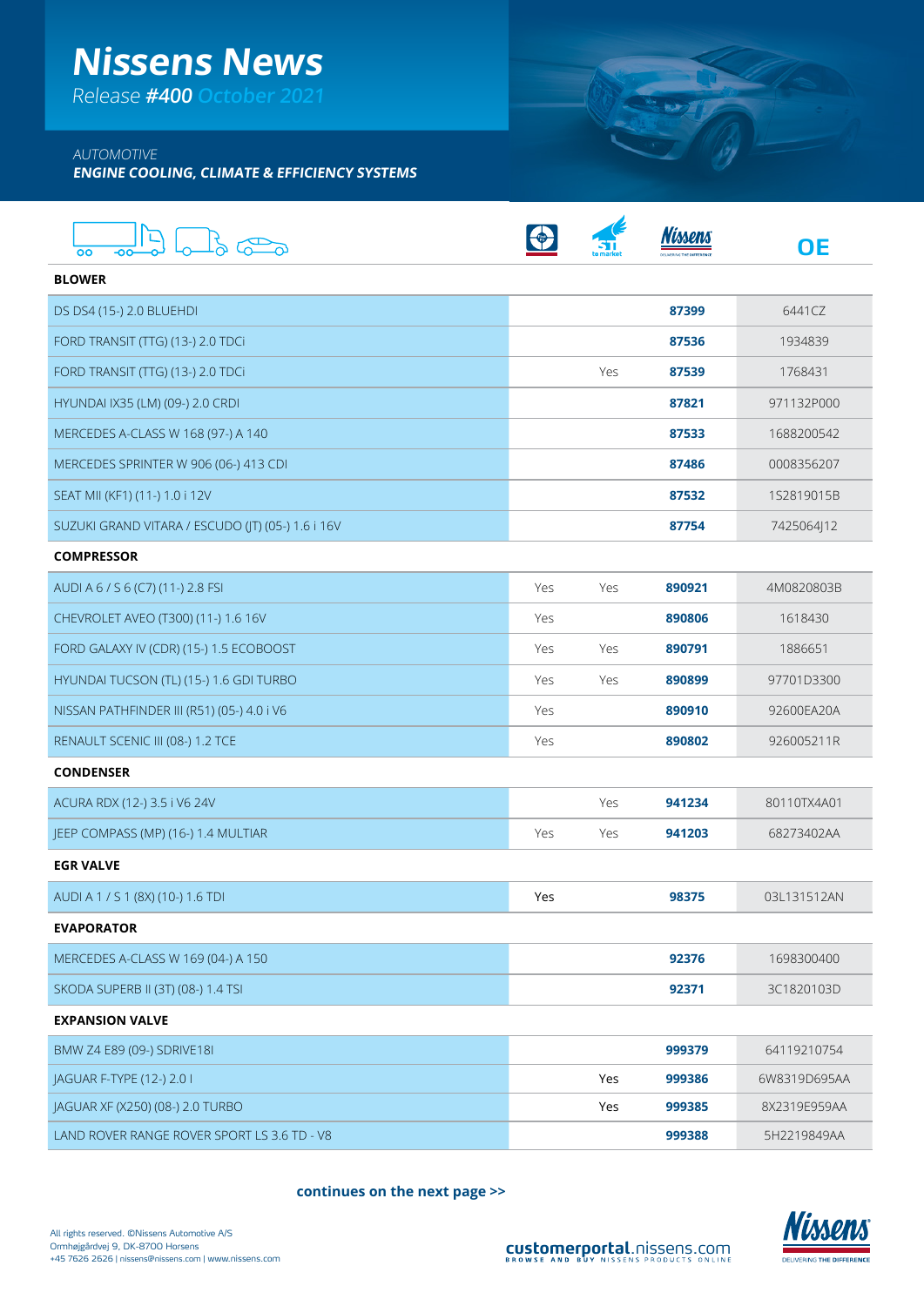# Nissens News

*Release **#400** October 2021*

*AUTOMOTIVE*

***ENGINE COOLING, CLIMATE & EFFICIENCY SYSTEMS***

| | | | Nissens | OE |
|---|---|---|---|---|
| **BLOWER** | | | | |
| DS DS4 (15-) 2.0 BLUEHDI | | | **87399** | 6441CZ |
| FORD TRANSIT (TTG) (13-) 2.0 TDCi | | | **87536** | 1934839 |
| FORD TRANSIT (TTG) (13-) 2.0 TDCi | | Yes | **87539** | 1768431 |
| HYUNDAI IX35 (LM) (09-) 2.0 CRDI | | | **87821** | 971132P000 |
| MERCEDES A-CLASS W 168 (97-) A 140 | | | **87533** | 1688200542 |
| MERCEDES SPRINTER W 906 (06-) 413 CDI | | | **87486** | 0008356207 |
| SEAT MII (KF1) (11-) 1.0 i 12V | | | **87532** | 1S2819015B |
| SUZUKI GRAND VITARA / ESCUDO (JT) (05-) 1.6 i 16V | | | **87754** | 7425064J12 |
| **COMPRESSOR** | | | | |
| AUDI A 6 / S 6 (C7) (11-) 2.8 FSI | Yes | Yes | **890921** | 4M0820803B |
| CHEVROLET AVEO (T300) (11-) 1.6 16V | Yes | | **890806** | 1618430 |
| FORD GALAXY IV (CDR) (15-) 1.5 ECOBOOST | Yes | Yes | **890791** | 1886651 |
| HYUNDAI TUCSON (TL) (15-) 1.6 GDI TURBO | Yes | Yes | **890899** | 97701D3300 |
| NISSAN PATHFINDER III (R51) (05-) 4.0 i V6 | Yes | | **890910** | 92600EA20A |
| RENAULT SCENIC III (08-) 1.2 TCE | Yes | | **890802** | 926005211R |
| **CONDENSER** | | | | |
| ACURA RDX (12-) 3.5 i V6 24V | | Yes | **941234** | 80110TX4A01 |
| JEEP COMPASS (MP) (16-) 1.4 MULTIAR | Yes | Yes | **941203** | 68273402AA |
| **EGR VALVE** | | | | |
| AUDI A 1 / S 1 (8X) (10-) 1.6 TDI | Yes | | **98375** | 03L131512AN |
| **EVAPORATOR** | | | | |
| MERCEDES A-CLASS W 169 (04-) A 150 | | | **92376** | 1698300400 |
| SKODA SUPERB II (3T) (08-) 1.4 TSI | | | **92371** | 3C1820103D |
| **EXPANSION VALVE** | | | | |
| BMW Z4 E89 (09-) SDRIVE18I | | | **999379** | 64119210754 |
| JAGUAR F-TYPE (12-) 2.0 I | | Yes | **999386** | 6W8319D695AA |
| JAGUAR XF (X250) (08-) 2.0 TURBO | | Yes | **999385** | 8X2319E959AA |
| LAND ROVER RANGE ROVER SPORT LS 3.6 TD - V8 | | | **999388** | 5H2219849AA |

**continues on the next page >>**

All rights reserved. ©Nissens Automotive A/S
Ormhøjgårdvej 9, DK-8700 Horsens
+45 7626 2626 | nissens@nissens.com | www.nissens.com

**customerportal**.nissens.com
BROWSE AND BUY NISSENS PRODUCTS ONLINE

Nissens
DELIVERING THE DIFFERENCE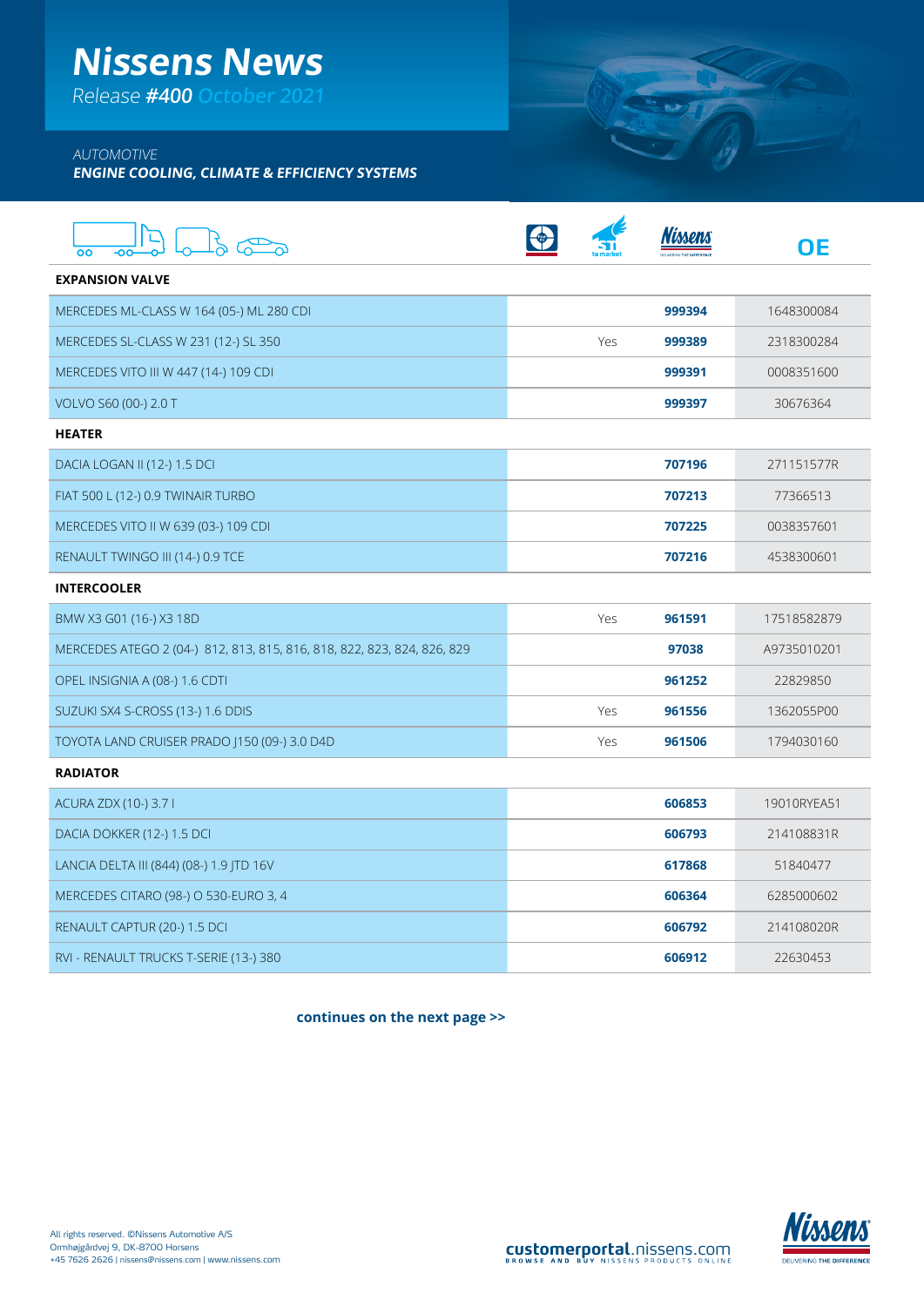# Nissens News

*Release **#400** October 2021*

*AUTOMOTIVE*
***ENGINE COOLING, CLIMATE & EFFICIENCY SYSTEMS***

| Vehicle | First to market | Nissens | OE |
|---|---|---|---|
| **EXPANSION VALVE** | | | |
| MERCEDES ML-CLASS W 164 (05-) ML 280 CDI | | **999394** | 1648300084 |
| MERCEDES SL-CLASS W 231 (12-) SL 350 | Yes | **999389** | 2318300284 |
| MERCEDES VITO III W 447 (14-) 109 CDI | | **999391** | 0008351600 |
| VOLVO S60 (00-) 2.0 T | | **999397** | 30676364 |
| **HEATER** | | | |
| DACIA LOGAN II (12-) 1.5 DCI | | **707196** | 271151577R |
| FIAT 500 L (12-) 0.9 TWINAIR TURBO | | **707213** | 77366513 |
| MERCEDES VITO II W 639 (03-) 109 CDI | | **707225** | 0038357601 |
| RENAULT TWINGO III (14-) 0.9 TCE | | **707216** | 4538300601 |
| **INTERCOOLER** | | | |
| BMW X3 G01 (16-) X3 18D | Yes | **961591** | 17518582879 |
| MERCEDES ATEGO 2 (04-) 812, 813, 815, 816, 818, 822, 823, 824, 826, 829 | | **97038** | A9735010201 |
| OPEL INSIGNIA A (08-) 1.6 CDTI | | **961252** | 22829850 |
| SUZUKI SX4 S-CROSS (13-) 1.6 DDIS | Yes | **961556** | 1362055P00 |
| TOYOTA LAND CRUISER PRADO J150 (09-) 3.0 D4D | Yes | **961506** | 1794030160 |
| **RADIATOR** | | | |
| ACURA ZDX (10-) 3.7 I | | **606853** | 19010RYEA51 |
| DACIA DOKKER (12-) 1.5 DCI | | **606793** | 214108831R |
| LANCIA DELTA III (844) (08-) 1.9 JTD 16V | | **617868** | 51840477 |
| MERCEDES CITARO (98-) O 530-EURO 3, 4 | | **606364** | 6285000602 |
| RENAULT CAPTUR (20-) 1.5 DCI | | **606792** | 214108020R |
| RVI - RENAULT TRUCKS T-SERIE (13-) 380 | | **606912** | 22630453 |

**continues on the next page >>**

All rights reserved. ©Nissens Automotive A/S
Ormhøjgårdvej 9, DK-8700 Horsens
+45 7626 2626 | nissens@nissens.com | www.nissens.com

**customerportal**.nissens.com
BROWSE AND BUY NISSENS PRODUCTS ONLINE

Nissens DELIVERING THE DIFFERENCE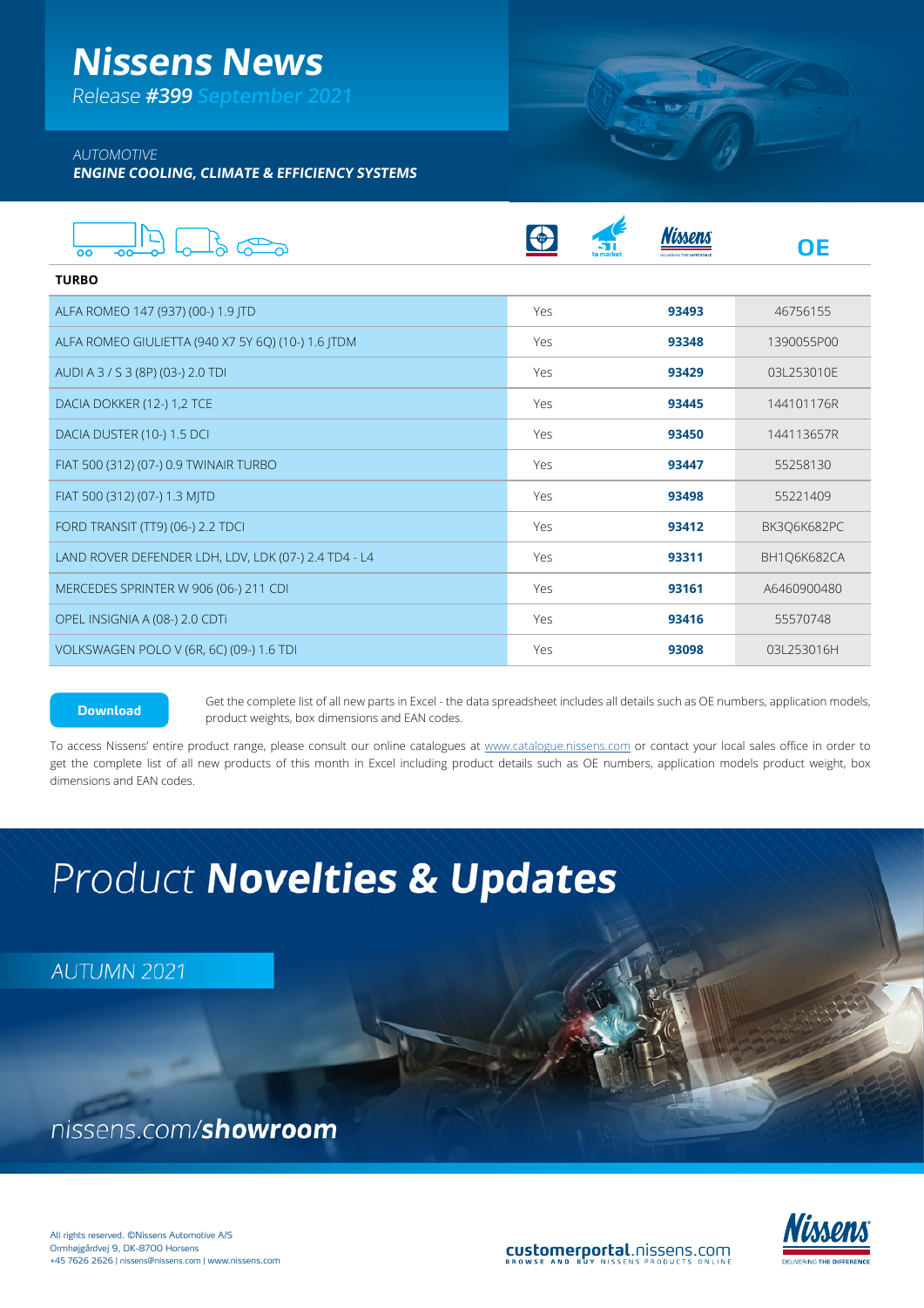# Nissens News

*Release **#399** September 2021*

*AUTOMOTIVE*
***ENGINE COOLING, CLIMATE & EFFICIENCY SYSTEMS***

| | | Nissens | OE |
|---|---|---|---|
| **TURBO** | | | |
| ALFA ROMEO 147 (937) (00-) 1.9 JTD | Yes | **93493** | 46756155 |
| ALFA ROMEO GIULIETTA (940 X7 5Y 6Q) (10-) 1.6 JTDM | Yes | **93348** | 1390055P00 |
| AUDI A 3 / S 3 (8P) (03-) 2.0 TDI | Yes | **93429** | 03L253010E |
| DACIA DOKKER (12-) 1,2 TCE | Yes | **93445** | 144101176R |
| DACIA DUSTER (10-) 1.5 DCI | Yes | **93450** | 144113657R |
| FIAT 500 (312) (07-) 0.9 TWINAIR TURBO | Yes | **93447** | 55258130 |
| FIAT 500 (312) (07-) 1.3 MJTD | Yes | **93498** | 55221409 |
| FORD TRANSIT (TT9) (06-) 2.2 TDCI | Yes | **93412** | BK3Q6K682PC |
| LAND ROVER DEFENDER LDH, LDV, LDK (07-) 2.4 TD4 - L4 | Yes | **93311** | BH1Q6K682CA |
| MERCEDES SPRINTER W 906 (06-) 211 CDI | Yes | **93161** | A6460900480 |
| OPEL INSIGNIA A (08-) 2.0 CDTi | Yes | **93416** | 55570748 |
| VOLKSWAGEN POLO V (6R, 6C) (09-) 1.6 TDI | Yes | **93098** | 03L253016H |

**Download**

Get the complete list of all new parts in Excel - the data spreadsheet includes all details such as OE numbers, application models, product weights, box dimensions and EAN codes.

To access Nissens' entire product range, please consult our online catalogues at www.catalogue.nissens.com or contact your local sales office in order to get the complete list of all new products of this month in Excel including product details such as OE numbers, application models product weight, box dimensions and EAN codes.

# Product **Noveltíes & Updates**

AUTUMN 2021

*nissens.com/**showroom***

All rights reserved. ©Nissens Automotive A/S
Ormhøjgårdvej 9, DK-8700 Horsens
+45 7626 2626 | nissens@nissens.com | www.nissens.com

customerportal.nissens.com
BROWSE AND BUY NISSENS PRODUCTS ONLINE

Nissens
DELIVERING THE DIFFERENCE